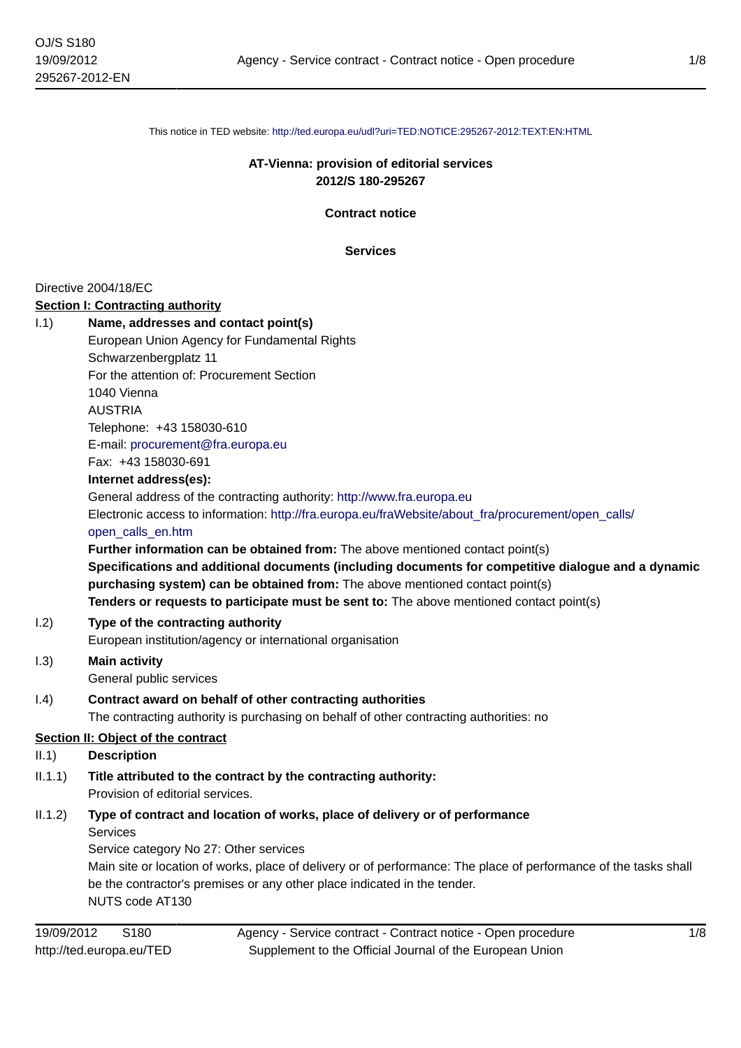This notice in TED website: http://ted.europa.eu/udl?uri=TED:NOTICE:295267-2012:TEXT:EN:HTML

**AT-Vienna: provision of editorial services**
**2012/S 180-295267**

**Contract notice**

**Services**

Directive 2004/18/EC

**Section I: Contracting authority**

I.1) **Name, addresses and contact point(s)**

European Union Agency for Fundamental Rights
Schwarzenbergplatz 11
For the attention of: Procurement Section
1040 Vienna
AUSTRIA
Telephone: +43 158030-610
E-mail: procurement@fra.europa.eu
Fax: +43 158030-691

**Internet address(es):**

General address of the contracting authority: http://www.fra.europa.eu

Electronic access to information: http://fra.europa.eu/fraWebsite/about_fra/procurement/open_calls/open_calls_en.htm

**Further information can be obtained from:** The above mentioned contact point(s)

**Specifications and additional documents (including documents for competitive dialogue and a dynamic purchasing system) can be obtained from:** The above mentioned contact point(s)

**Tenders or requests to participate must be sent to:** The above mentioned contact point(s)

I.2) **Type of the contracting authority**

European institution/agency or international organisation

I.3) **Main activity**

General public services

I.4) **Contract award on behalf of other contracting authorities**

The contracting authority is purchasing on behalf of other contracting authorities: no

**Section II: Object of the contract**

II.1) **Description**

II.1.1) **Title attributed to the contract by the contracting authority:**

Provision of editorial services.

II.1.2) **Type of contract and location of works, place of delivery or of performance**

Services
Service category No 27: Other services
Main site or location of works, place of delivery or of performance: The place of performance of the tasks shall be the contractor's premises or any other place indicated in the tender.
NUTS code AT130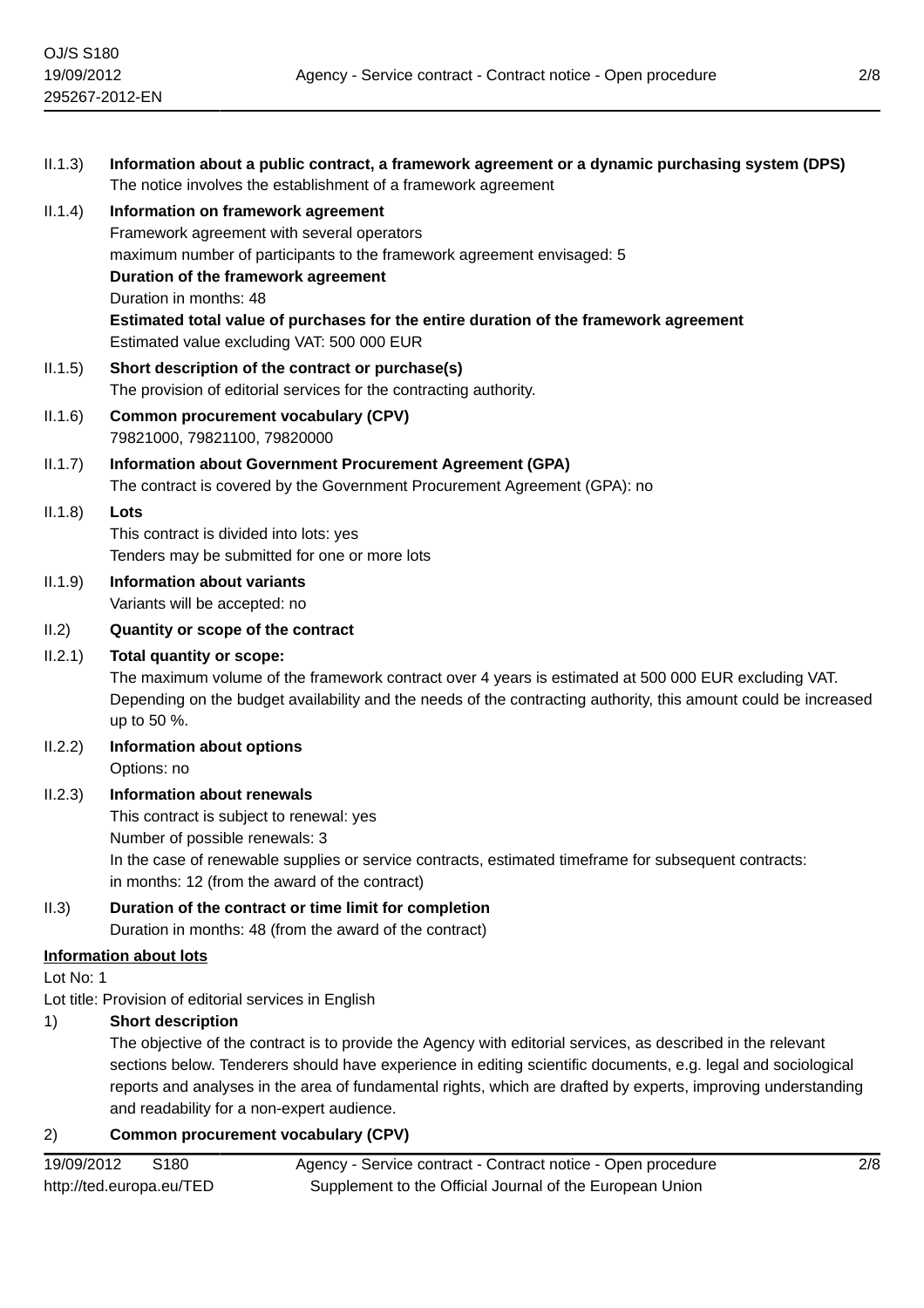II.1.3) **Information about a public contract, a framework agreement or a dynamic purchasing system (DPS)**
The notice involves the establishment of a framework agreement

II.1.4) **Information on framework agreement**
Framework agreement with several operators
maximum number of participants to the framework agreement envisaged: 5
**Duration of the framework agreement**
Duration in months: 48
**Estimated total value of purchases for the entire duration of the framework agreement**
Estimated value excluding VAT: 500 000 EUR

II.1.5) **Short description of the contract or purchase(s)**
The provision of editorial services for the contracting authority.

II.1.6) **Common procurement vocabulary (CPV)**
79821000, 79821100, 79820000

II.1.7) **Information about Government Procurement Agreement (GPA)**
The contract is covered by the Government Procurement Agreement (GPA): no

II.1.8) **Lots**
This contract is divided into lots: yes
Tenders may be submitted for one or more lots

II.1.9) **Information about variants**
Variants will be accepted: no

II.2) **Quantity or scope of the contract**

II.2.1) **Total quantity or scope:**
The maximum volume of the framework contract over 4 years is estimated at 500 000 EUR excluding VAT. Depending on the budget availability and the needs of the contracting authority, this amount could be increased up to 50 %.

II.2.2) **Information about options**
Options: no

II.2.3) **Information about renewals**
This contract is subject to renewal: yes
Number of possible renewals: 3
In the case of renewable supplies or service contracts, estimated timeframe for subsequent contracts:
in months: 12 (from the award of the contract)

II.3) **Duration of the contract or time limit for completion**
Duration in months: 48 (from the award of the contract)

**Information about lots**

Lot No: 1

Lot title: Provision of editorial services in English

1) **Short description**
The objective of the contract is to provide the Agency with editorial services, as described in the relevant sections below. Tenderers should have experience in editing scientific documents, e.g. legal and sociological reports and analyses in the area of fundamental rights, which are drafted by experts, improving understanding and readability for a non-expert audience.

2) **Common procurement vocabulary (CPV)**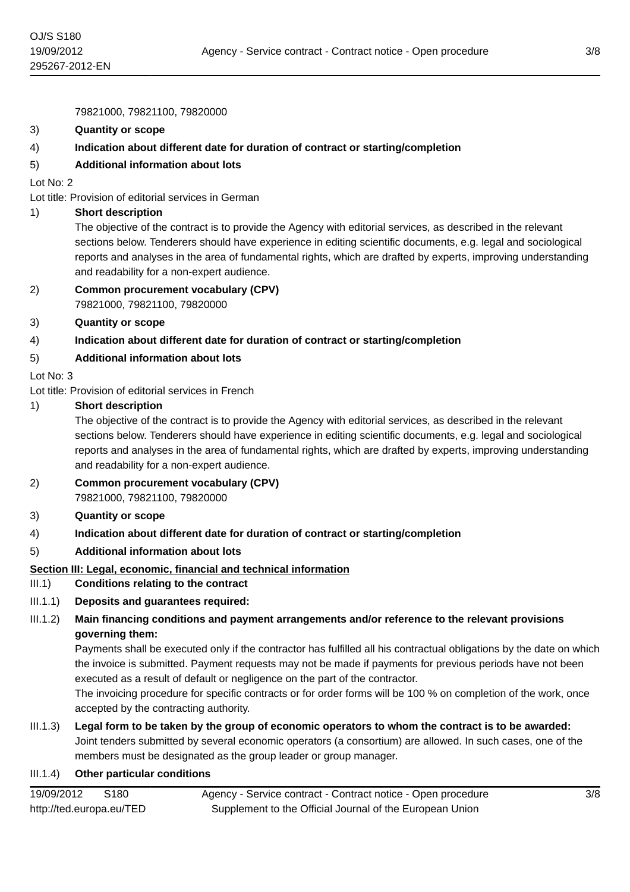79821000, 79821100, 79820000

3) **Quantity or scope**

4) **Indication about different date for duration of contract or starting/completion**

5) **Additional information about lots**

Lot No: 2

Lot title: Provision of editorial services in German

1) **Short description**

The objective of the contract is to provide the Agency with editorial services, as described in the relevant sections below. Tenderers should have experience in editing scientific documents, e.g. legal and sociological reports and analyses in the area of fundamental rights, which are drafted by experts, improving understanding and readability for a non-expert audience.

2) **Common procurement vocabulary (CPV)**

79821000, 79821100, 79820000

3) **Quantity or scope**

4) **Indication about different date for duration of contract or starting/completion**

5) **Additional information about lots**

Lot No: 3

Lot title: Provision of editorial services in French

1) **Short description**

The objective of the contract is to provide the Agency with editorial services, as described in the relevant sections below. Tenderers should have experience in editing scientific documents, e.g. legal and sociological reports and analyses in the area of fundamental rights, which are drafted by experts, improving understanding and readability for a non-expert audience.

2) **Common procurement vocabulary (CPV)**

79821000, 79821100, 79820000

3) **Quantity or scope**

4) **Indication about different date for duration of contract or starting/completion**

5) **Additional information about lots**

## Section III: Legal, economic, financial and technical information

III.1) **Conditions relating to the contract**

III.1.1) **Deposits and guarantees required:**

III.1.2) **Main financing conditions and payment arrangements and/or reference to the relevant provisions governing them:**

Payments shall be executed only if the contractor has fulfilled all his contractual obligations by the date on which the invoice is submitted. Payment requests may not be made if payments for previous periods have not been executed as a result of default or negligence on the part of the contractor.

The invoicing procedure for specific contracts or for order forms will be 100 % on completion of the work, once accepted by the contracting authority.

III.1.3) **Legal form to be taken by the group of economic operators to whom the contract is to be awarded:**

Joint tenders submitted by several economic operators (a consortium) are allowed. In such cases, one of the members must be designated as the group leader or group manager.

III.1.4) **Other particular conditions**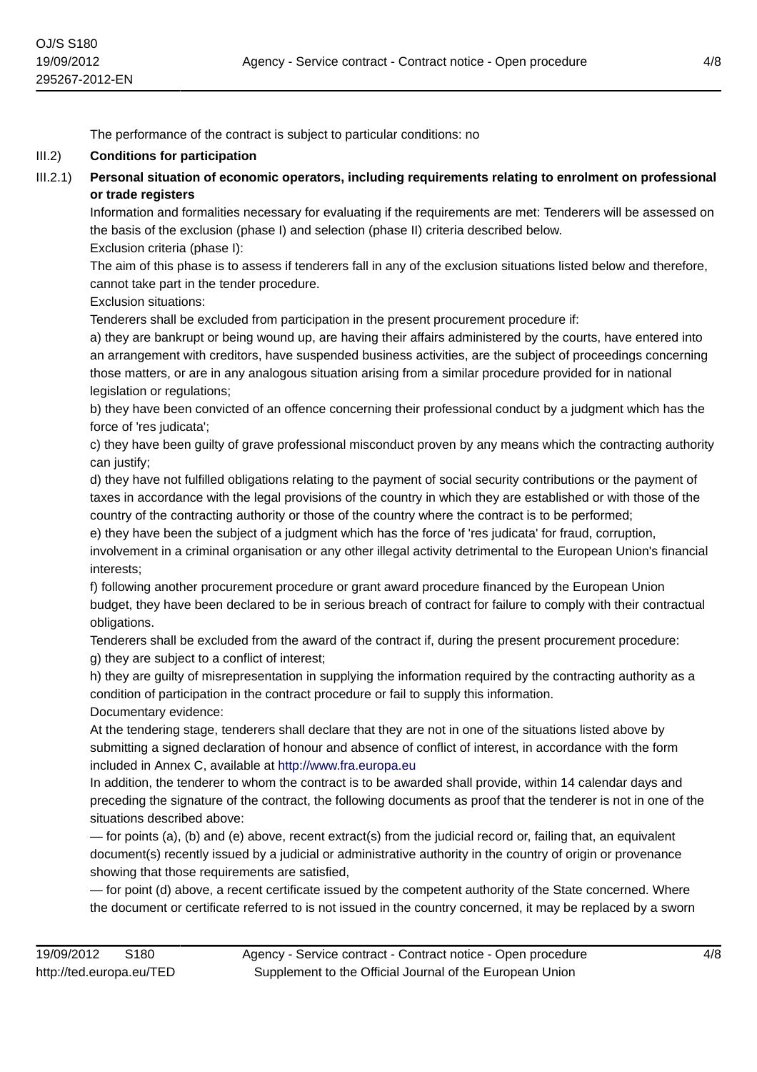The performance of the contract is subject to particular conditions: no

III.2) **Conditions for participation**

III.2.1) **Personal situation of economic operators, including requirements relating to enrolment on professional or trade registers**

Information and formalities necessary for evaluating if the requirements are met: Tenderers will be assessed on the basis of the exclusion (phase I) and selection (phase II) criteria described below.
Exclusion criteria (phase I):
The aim of this phase is to assess if tenderers fall in any of the exclusion situations listed below and therefore, cannot take part in the tender procedure.
Exclusion situations:
Tenderers shall be excluded from participation in the present procurement procedure if:
a) they are bankrupt or being wound up, are having their affairs administered by the courts, have entered into an arrangement with creditors, have suspended business activities, are the subject of proceedings concerning those matters, or are in any analogous situation arising from a similar procedure provided for in national legislation or regulations;
b) they have been convicted of an offence concerning their professional conduct by a judgment which has the force of 'res judicata';
c) they have been guilty of grave professional misconduct proven by any means which the contracting authority can justify;
d) they have not fulfilled obligations relating to the payment of social security contributions or the payment of taxes in accordance with the legal provisions of the country in which they are established or with those of the country of the contracting authority or those of the country where the contract is to be performed;
e) they have been the subject of a judgment which has the force of 'res judicata' for fraud, corruption, involvement in a criminal organisation or any other illegal activity detrimental to the European Union's financial interests;
f) following another procurement procedure or grant award procedure financed by the European Union budget, they have been declared to be in serious breach of contract for failure to comply with their contractual obligations.
Tenderers shall be excluded from the award of the contract if, during the present procurement procedure:
g) they are subject to a conflict of interest;
h) they are guilty of misrepresentation in supplying the information required by the contracting authority as a condition of participation in the contract procedure or fail to supply this information.
Documentary evidence:
At the tendering stage, tenderers shall declare that they are not in one of the situations listed above by submitting a signed declaration of honour and absence of conflict of interest, in accordance with the form included in Annex C, available at http://www.fra.europa.eu
In addition, the tenderer to whom the contract is to be awarded shall provide, within 14 calendar days and preceding the signature of the contract, the following documents as proof that the tenderer is not in one of the situations described above:
— for points (a), (b) and (e) above, recent extract(s) from the judicial record or, failing that, an equivalent document(s) recently issued by a judicial or administrative authority in the country of origin or provenance showing that those requirements are satisfied,
— for point (d) above, a recent certificate issued by the competent authority of the State concerned. Where the document or certificate referred to is not issued in the country concerned, it may be replaced by a sworn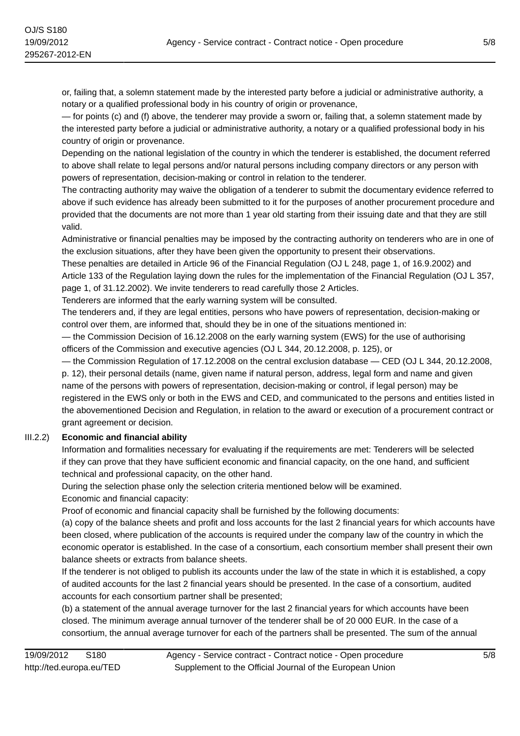or, failing that, a solemn statement made by the interested party before a judicial or administrative authority, a notary or a qualified professional body in his country of origin or provenance,

— for points (c) and (f) above, the tenderer may provide a sworn or, failing that, a solemn statement made by the interested party before a judicial or administrative authority, a notary or a qualified professional body in his country of origin or provenance.

Depending on the national legislation of the country in which the tenderer is established, the document referred to above shall relate to legal persons and/or natural persons including company directors or any person with powers of representation, decision-making or control in relation to the tenderer.

The contracting authority may waive the obligation of a tenderer to submit the documentary evidence referred to above if such evidence has already been submitted to it for the purposes of another procurement procedure and provided that the documents are not more than 1 year old starting from their issuing date and that they are still valid.

Administrative or financial penalties may be imposed by the contracting authority on tenderers who are in one of the exclusion situations, after they have been given the opportunity to present their observations.

These penalties are detailed in Article 96 of the Financial Regulation (OJ L 248, page 1, of 16.9.2002) and Article 133 of the Regulation laying down the rules for the implementation of the Financial Regulation (OJ L 357, page 1, of 31.12.2002). We invite tenderers to read carefully those 2 Articles.

Tenderers are informed that the early warning system will be consulted.

The tenderers and, if they are legal entities, persons who have powers of representation, decision-making or control over them, are informed that, should they be in one of the situations mentioned in:

— the Commission Decision of 16.12.2008 on the early warning system (EWS) for the use of authorising officers of the Commission and executive agencies (OJ L 344, 20.12.2008, p. 125), or

— the Commission Regulation of 17.12.2008 on the central exclusion database — CED (OJ L 344, 20.12.2008, p. 12), their personal details (name, given name if natural person, address, legal form and name and given name of the persons with powers of representation, decision-making or control, if legal person) may be registered in the EWS only or both in the EWS and CED, and communicated to the persons and entities listed in the abovementioned Decision and Regulation, in relation to the award or execution of a procurement contract or grant agreement or decision.

III.2.2) **Economic and financial ability**

Information and formalities necessary for evaluating if the requirements are met: Tenderers will be selected if they can prove that they have sufficient economic and financial capacity, on the one hand, and sufficient technical and professional capacity, on the other hand.

During the selection phase only the selection criteria mentioned below will be examined.

Economic and financial capacity:

Proof of economic and financial capacity shall be furnished by the following documents:

(a) copy of the balance sheets and profit and loss accounts for the last 2 financial years for which accounts have been closed, where publication of the accounts is required under the company law of the country in which the economic operator is established. In the case of a consortium, each consortium member shall present their own balance sheets or extracts from balance sheets.

If the tenderer is not obliged to publish its accounts under the law of the state in which it is established, a copy of audited accounts for the last 2 financial years should be presented. In the case of a consortium, audited accounts for each consortium partner shall be presented;

(b) a statement of the annual average turnover for the last 2 financial years for which accounts have been closed. The minimum average annual turnover of the tenderer shall be of 20 000 EUR. In the case of a consortium, the annual average turnover for each of the partners shall be presented. The sum of the annual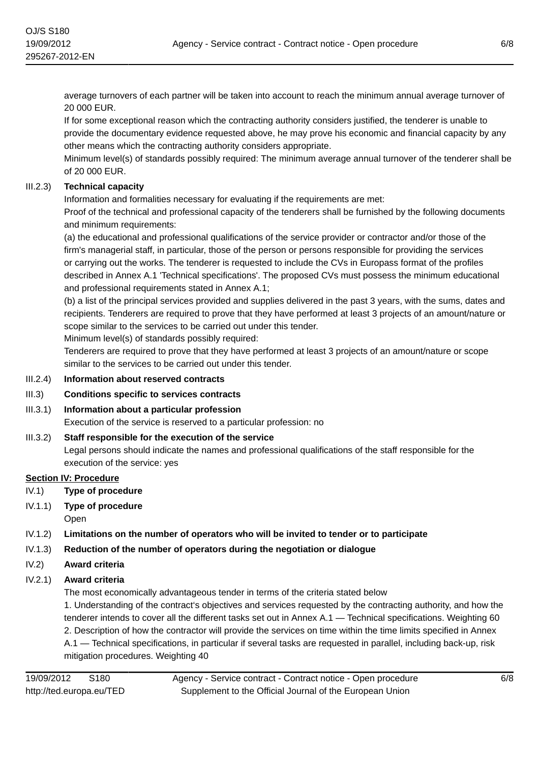average turnovers of each partner will be taken into account to reach the minimum annual average turnover of 20 000 EUR.

If for some exceptional reason which the contracting authority considers justified, the tenderer is unable to provide the documentary evidence requested above, he may prove his economic and financial capacity by any other means which the contracting authority considers appropriate.

Minimum level(s) of standards possibly required: The minimum average annual turnover of the tenderer shall be of 20 000 EUR.

III.2.3) **Technical capacity**

Information and formalities necessary for evaluating if the requirements are met:

Proof of the technical and professional capacity of the tenderers shall be furnished by the following documents and minimum requirements:

(a) the educational and professional qualifications of the service provider or contractor and/or those of the firm's managerial staff, in particular, those of the person or persons responsible for providing the services or carrying out the works. The tenderer is requested to include the CVs in Europass format of the profiles described in Annex A.1 'Technical specifications'. The proposed CVs must possess the minimum educational and professional requirements stated in Annex A.1;

(b) a list of the principal services provided and supplies delivered in the past 3 years, with the sums, dates and recipients. Tenderers are required to prove that they have performed at least 3 projects of an amount/nature or scope similar to the services to be carried out under this tender.

Minimum level(s) of standards possibly required:

Tenderers are required to prove that they have performed at least 3 projects of an amount/nature or scope similar to the services to be carried out under this tender.

III.2.4) **Information about reserved contracts**

III.3) **Conditions specific to services contracts**

III.3.1) **Information about a particular profession**

Execution of the service is reserved to a particular profession: no

III.3.2) **Staff responsible for the execution of the service**

Legal persons should indicate the names and professional qualifications of the staff responsible for the execution of the service: yes

## Section IV: Procedure

IV.1) **Type of procedure**

IV.1.1) **Type of procedure**

Open

IV.1.2) **Limitations on the number of operators who will be invited to tender or to participate**

IV.1.3) **Reduction of the number of operators during the negotiation or dialogue**

IV.2) **Award criteria**

IV.2.1) **Award criteria**

The most economically advantageous tender in terms of the criteria stated below

1. Understanding of the contract's objectives and services requested by the contracting authority, and how the tenderer intends to cover all the different tasks set out in Annex A.1 — Technical specifications. Weighting 60
2. Description of how the contractor will provide the services on time within the time limits specified in Annex A.1 — Technical specifications, in particular if several tasks are requested in parallel, including back-up, risk mitigation procedures. Weighting 40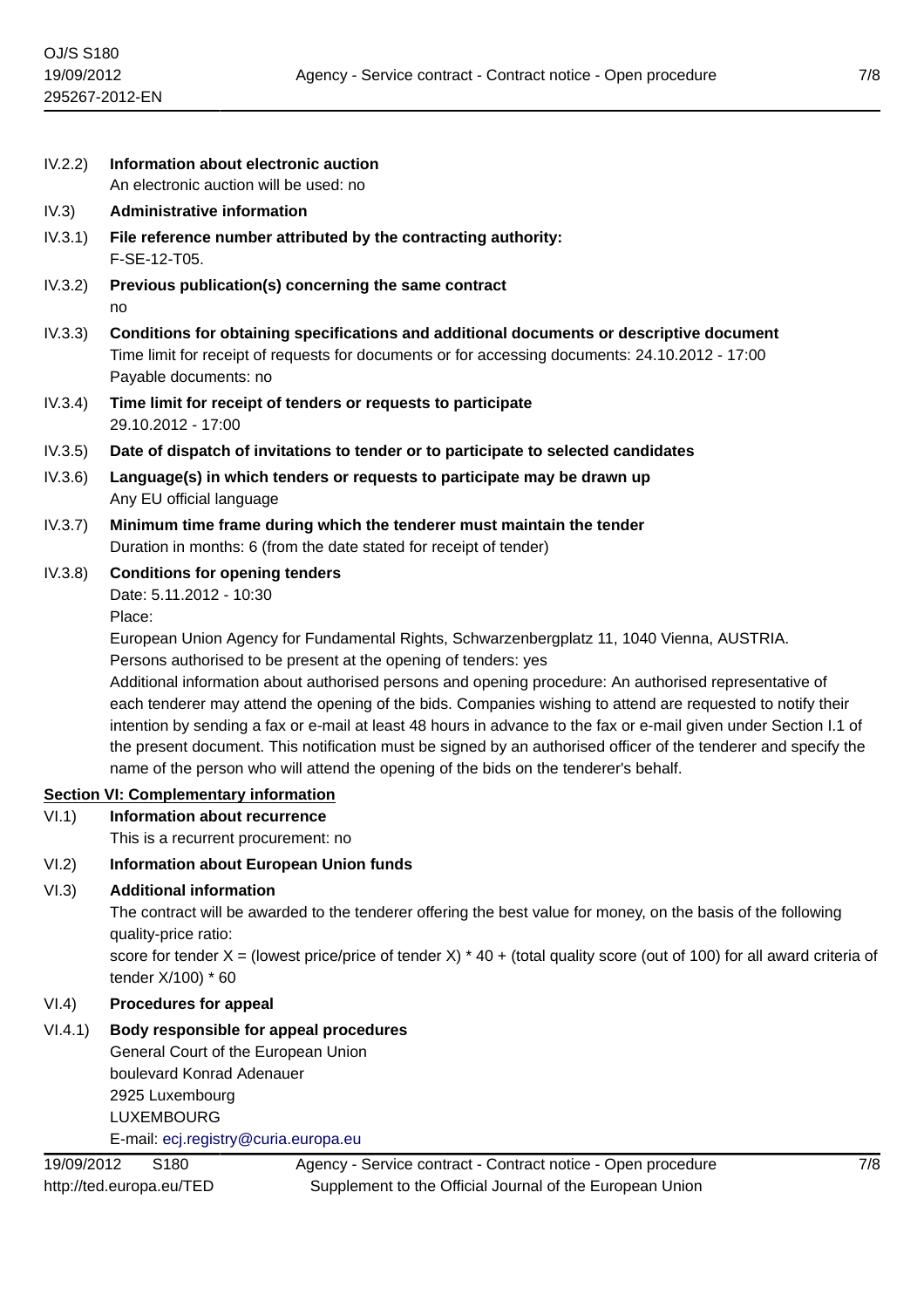IV.2.2) **Information about electronic auction**
An electronic auction will be used: no

IV.3) **Administrative information**

IV.3.1) **File reference number attributed by the contracting authority:**
F-SE-12-T05.

IV.3.2) **Previous publication(s) concerning the same contract**
no

IV.3.3) **Conditions for obtaining specifications and additional documents or descriptive document**
Time limit for receipt of requests for documents or for accessing documents: 24.10.2012 - 17:00
Payable documents: no

IV.3.4) **Time limit for receipt of tenders or requests to participate**
29.10.2012 - 17:00

IV.3.5) **Date of dispatch of invitations to tender or to participate to selected candidates**

IV.3.6) **Language(s) in which tenders or requests to participate may be drawn up**
Any EU official language

IV.3.7) **Minimum time frame during which the tenderer must maintain the tender**
Duration in months: 6 (from the date stated for receipt of tender)

IV.3.8) **Conditions for opening tenders**
Date: 5.11.2012 - 10:30
Place:
European Union Agency for Fundamental Rights, Schwarzenbergplatz 11, 1040 Vienna, AUSTRIA.
Persons authorised to be present at the opening of tenders: yes
Additional information about authorised persons and opening procedure: An authorised representative of each tenderer may attend the opening of the bids. Companies wishing to attend are requested to notify their intention by sending a fax or e-mail at least 48 hours in advance to the fax or e-mail given under Section I.1 of the present document. This notification must be signed by an authorised officer of the tenderer and specify the name of the person who will attend the opening of the bids on the tenderer's behalf.

## Section VI: Complementary information

VI.1) **Information about recurrence**
This is a recurrent procurement: no

VI.2) **Information about European Union funds**

VI.3) **Additional information**
The contract will be awarded to the tenderer offering the best value for money, on the basis of the following quality-price ratio:
score for tender X = (lowest price/price of tender X) * 40 + (total quality score (out of 100) for all award criteria of tender X/100) * 60

VI.4) **Procedures for appeal**

VI.4.1) **Body responsible for appeal procedures**
General Court of the European Union
boulevard Konrad Adenauer
2925 Luxembourg
LUXEMBOURG
E-mail: ecj.registry@curia.europa.eu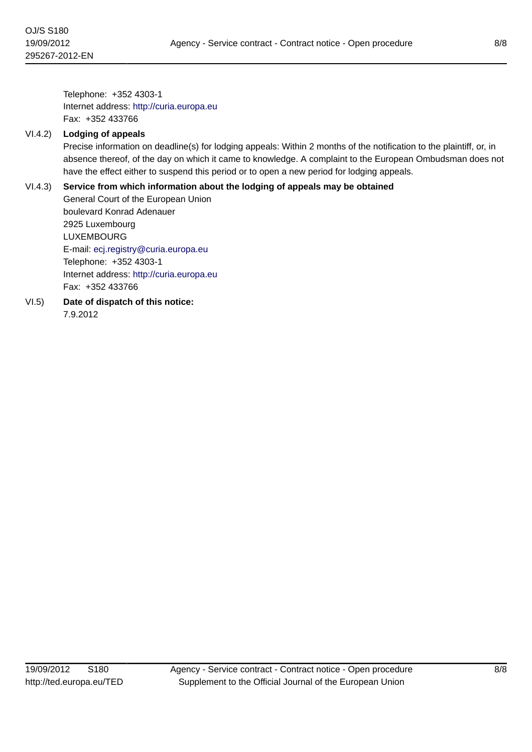Telephone: +352 4303-1
Internet address: http://curia.europa.eu
Fax: +352 433766

VI.4.2) **Lodging of appeals**

Precise information on deadline(s) for lodging appeals: Within 2 months of the notification to the plaintiff, or, in absence thereof, of the day on which it came to knowledge. A complaint to the European Ombudsman does not have the effect either to suspend this period or to open a new period for lodging appeals.

VI.4.3) **Service from which information about the lodging of appeals may be obtained**

General Court of the European Union
boulevard Konrad Adenauer
2925 Luxembourg
LUXEMBOURG
E-mail: ecj.registry@curia.europa.eu
Telephone: +352 4303-1
Internet address: http://curia.europa.eu
Fax: +352 433766

VI.5) **Date of dispatch of this notice:**

7.9.2012